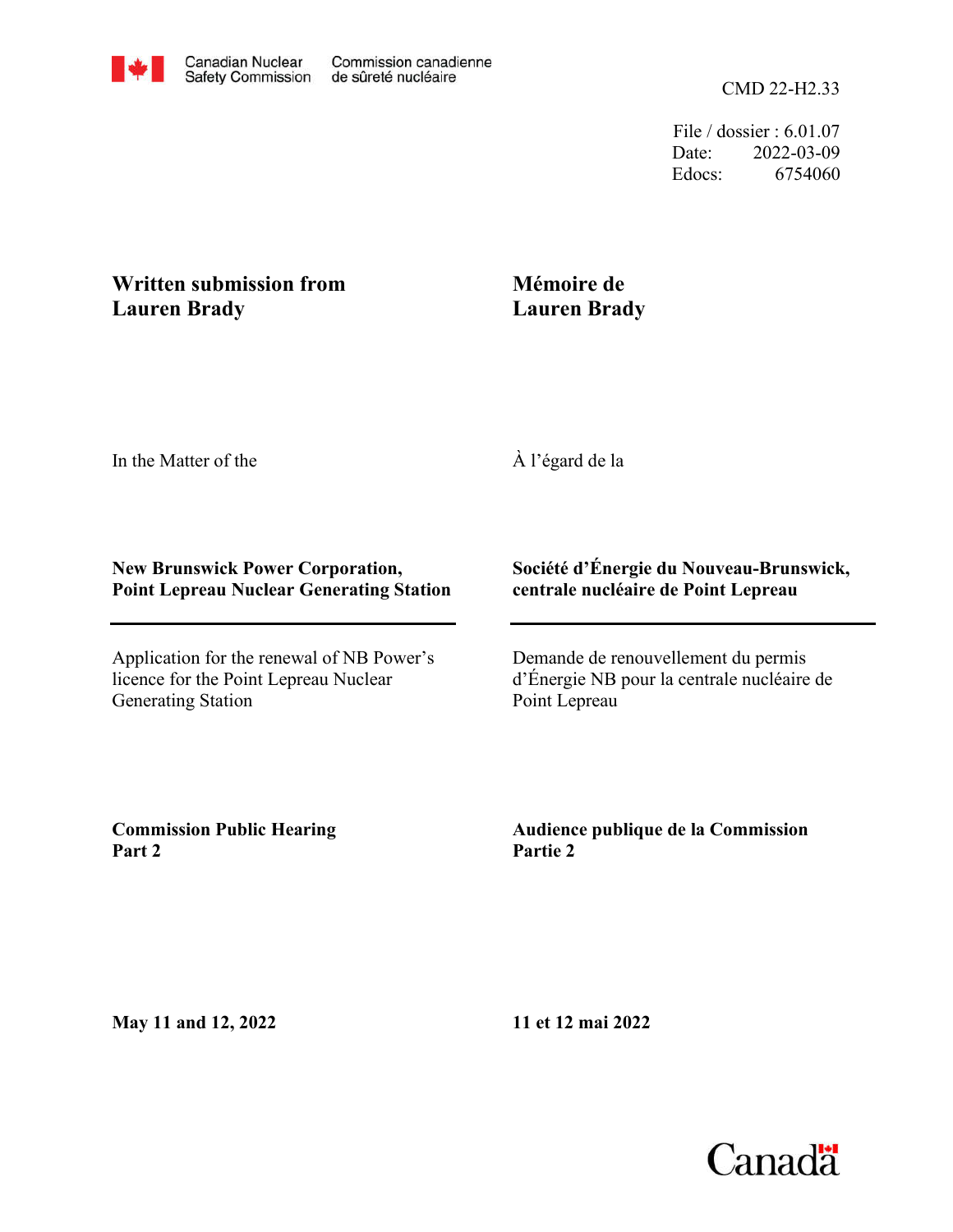Canadian Nuclear Safety Commission | Commission canadienne de sûreté nucléaire

CMD 22-H2.33

File / dossier : 6.01.07
Date: 2022-03-09
Edocs: 6754060

**Written submission from Lauren Brady**

**Mémoire de Lauren Brady**

In the Matter of the

À l'égard de la

**New Brunswick Power Corporation, Point Lepreau Nuclear Generating Station**

**Société d'Énergie du Nouveau-Brunswick, centrale nucléaire de Point Lepreau**

Application for the renewal of NB Power's licence for the Point Lepreau Nuclear Generating Station

Demande de renouvellement du permis d'Énergie NB pour la centrale nucléaire de Point Lepreau

**Commission Public Hearing Part 2**

**Audience publique de la Commission Partie 2**

**May 11 and 12, 2022**

**11 et 12 mai 2022**

Canada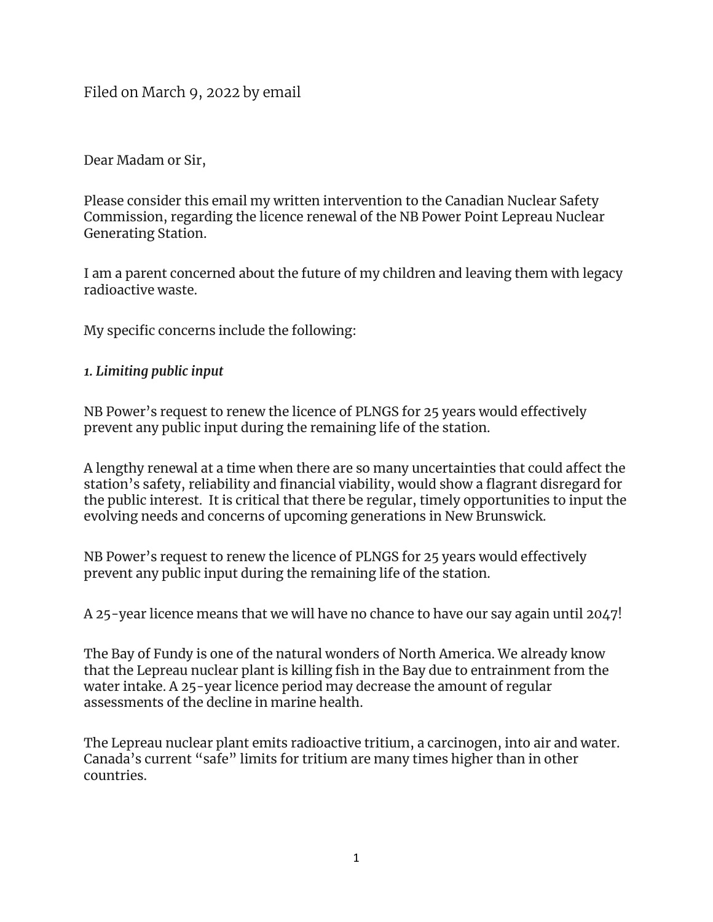Filed on March 9, 2022 by email

Dear Madam or Sir,

Please consider this email my written intervention to the Canadian Nuclear Safety Commission, regarding the licence renewal of the NB Power Point Lepreau Nuclear Generating Station.

I am a parent concerned about the future of my children and leaving them with legacy radioactive waste.

My specific concerns include the following:

***1. Limiting public input***

NB Power's request to renew the licence of PLNGS for 25 years would effectively prevent any public input during the remaining life of the station.

A lengthy renewal at a time when there are so many uncertainties that could affect the station's safety, reliability and financial viability, would show a flagrant disregard for the public interest. It is critical that there be regular, timely opportunities to input the evolving needs and concerns of upcoming generations in New Brunswick.

NB Power's request to renew the licence of PLNGS for 25 years would effectively prevent any public input during the remaining life of the station.

A 25-year licence means that we will have no chance to have our say again until 2047!

The Bay of Fundy is one of the natural wonders of North America. We already know that the Lepreau nuclear plant is killing fish in the Bay due to entrainment from the water intake. A 25-year licence period may decrease the amount of regular assessments of the decline in marine health.

The Lepreau nuclear plant emits radioactive tritium, a carcinogen, into air and water. Canada's current "safe" limits for tritium are many times higher than in other countries.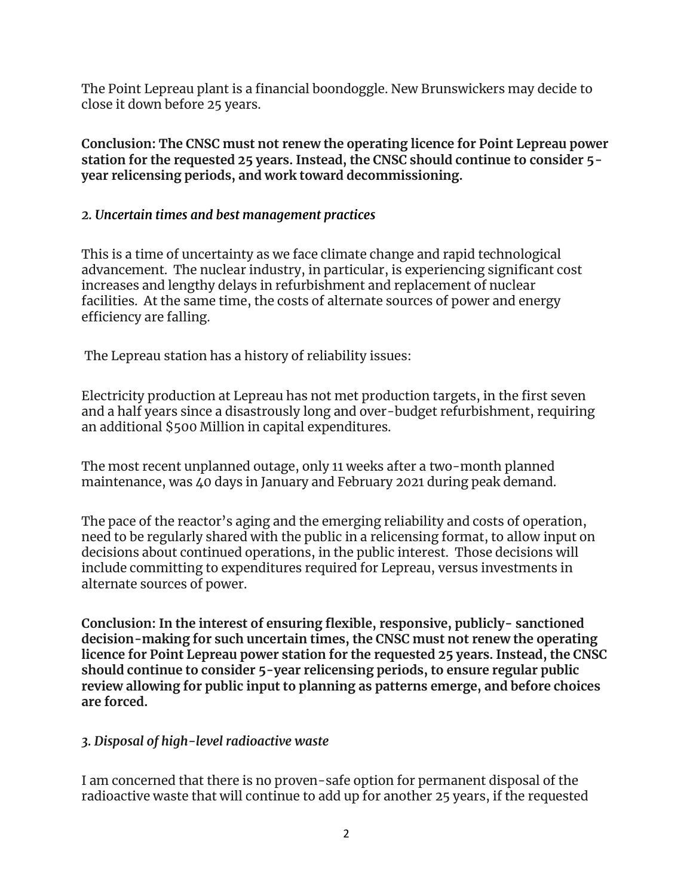The Point Lepreau plant is a financial boondoggle. New Brunswickers may decide to close it down before 25 years.

**Conclusion: The CNSC must not renew the operating licence for Point Lepreau power station for the requested 25 years. Instead, the CNSC should continue to consider 5-year relicensing periods, and work toward decommissioning.**

### *2. Uncertain times and best management practices*

This is a time of uncertainty as we face climate change and rapid technological advancement. The nuclear industry, in particular, is experiencing significant cost increases and lengthy delays in refurbishment and replacement of nuclear facilities. At the same time, the costs of alternate sources of power and energy efficiency are falling.

The Lepreau station has a history of reliability issues:

Electricity production at Lepreau has not met production targets, in the first seven and a half years since a disastrously long and over-budget refurbishment, requiring an additional $500 Million in capital expenditures.

The most recent unplanned outage, only 11 weeks after a two-month planned maintenance, was 40 days in January and February 2021 during peak demand.

The pace of the reactor's aging and the emerging reliability and costs of operation, need to be regularly shared with the public in a relicensing format, to allow input on decisions about continued operations, in the public interest. Those decisions will include committing to expenditures required for Lepreau, versus investments in alternate sources of power.

**Conclusion: In the interest of ensuring flexible, responsive, publicly- sanctioned decision-making for such uncertain times, the CNSC must not renew the operating licence for Point Lepreau power station for the requested 25 years. Instead, the CNSC should continue to consider 5-year relicensing periods, to ensure regular public review allowing for public input to planning as patterns emerge, and before choices are forced.**

### *3. Disposal of high-level radioactive waste*

I am concerned that there is no proven-safe option for permanent disposal of the radioactive waste that will continue to add up for another 25 years, if the requested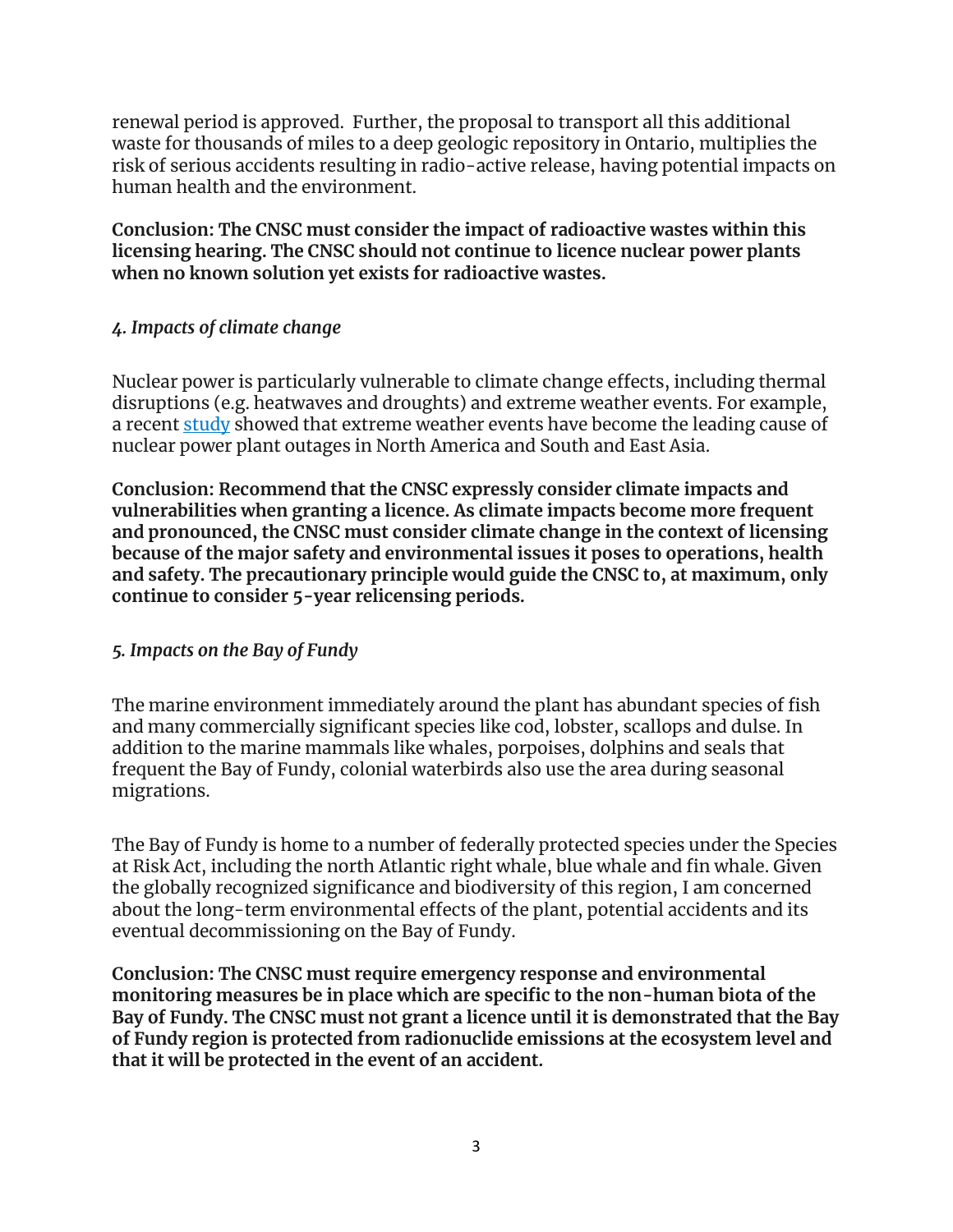renewal period is approved. Further, the proposal to transport all this additional waste for thousands of miles to a deep geologic repository in Ontario, multiplies the risk of serious accidents resulting in radio-active release, having potential impacts on human health and the environment.

**Conclusion: The CNSC must consider the impact of radioactive wastes within this licensing hearing. The CNSC should not continue to licence nuclear power plants when no known solution yet exists for radioactive wastes.**

### *4. Impacts of climate change*

Nuclear power is particularly vulnerable to climate change effects, including thermal disruptions (e.g. heatwaves and droughts) and extreme weather events. For example, a recent study showed that extreme weather events have become the leading cause of nuclear power plant outages in North America and South and East Asia.

**Conclusion: Recommend that the CNSC expressly consider climate impacts and vulnerabilities when granting a licence. As climate impacts become more frequent and pronounced, the CNSC must consider climate change in the context of licensing because of the major safety and environmental issues it poses to operations, health and safety. The precautionary principle would guide the CNSC to, at maximum, only continue to consider 5-year relicensing periods.**

### *5. Impacts on the Bay of Fundy*

The marine environment immediately around the plant has abundant species of fish and many commercially significant species like cod, lobster, scallops and dulse. In addition to the marine mammals like whales, porpoises, dolphins and seals that frequent the Bay of Fundy, colonial waterbirds also use the area during seasonal migrations.

The Bay of Fundy is home to a number of federally protected species under the Species at Risk Act, including the north Atlantic right whale, blue whale and fin whale. Given the globally recognized significance and biodiversity of this region, I am concerned about the long-term environmental effects of the plant, potential accidents and its eventual decommissioning on the Bay of Fundy.

**Conclusion: The CNSC must require emergency response and environmental monitoring measures be in place which are specific to the non-human biota of the Bay of Fundy. The CNSC must not grant a licence until it is demonstrated that the Bay of Fundy region is protected from radionuclide emissions at the ecosystem level and that it will be protected in the event of an accident.**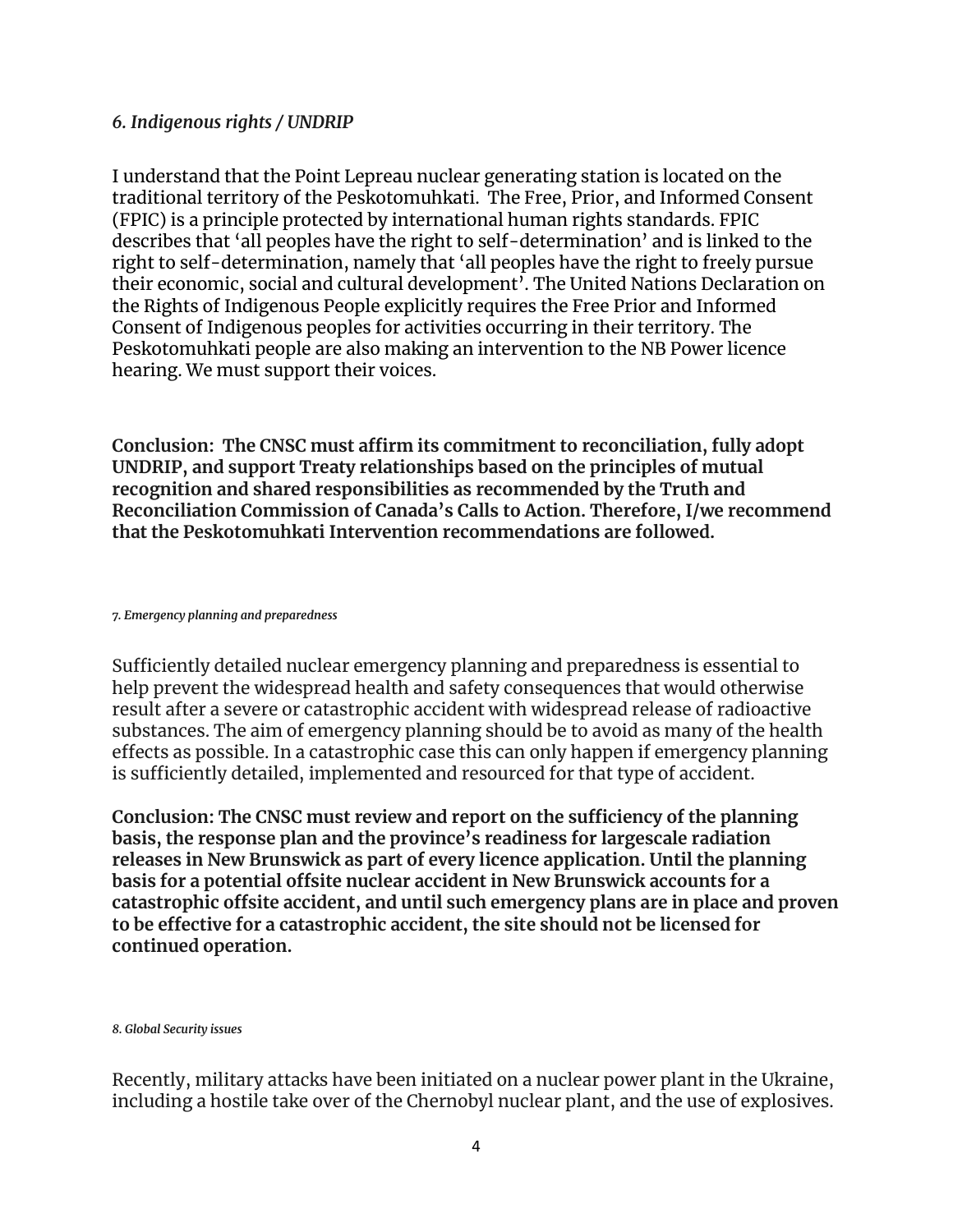*6. Indigenous rights / UNDRIP*

I understand that the Point Lepreau nuclear generating station is located on the traditional territory of the Peskotomuhkati. The Free, Prior, and Informed Consent (FPIC) is a principle protected by international human rights standards. FPIC describes that 'all peoples have the right to self-determination' and is linked to the right to self-determination, namely that 'all peoples have the right to freely pursue their economic, social and cultural development'. The United Nations Declaration on the Rights of Indigenous People explicitly requires the Free Prior and Informed Consent of Indigenous peoples for activities occurring in their territory. The Peskotomuhkati people are also making an intervention to the NB Power licence hearing. We must support their voices.

**Conclusion: The CNSC must affirm its commitment to reconciliation, fully adopt UNDRIP, and support Treaty relationships based on the principles of mutual recognition and shared responsibilities as recommended by the Truth and Reconciliation Commission of Canada's Calls to Action. Therefore, I/we recommend that the Peskotomuhkati Intervention recommendations are followed.**

***7. Emergency planning and preparedness***

Sufficiently detailed nuclear emergency planning and preparedness is essential to help prevent the widespread health and safety consequences that would otherwise result after a severe or catastrophic accident with widespread release of radioactive substances. The aim of emergency planning should be to avoid as many of the health effects as possible. In a catastrophic case this can only happen if emergency planning is sufficiently detailed, implemented and resourced for that type of accident.

**Conclusion: The CNSC must review and report on the sufficiency of the planning basis, the response plan and the province's readiness for largescale radiation releases in New Brunswick as part of every licence application. Until the planning basis for a potential offsite nuclear accident in New Brunswick accounts for a catastrophic offsite accident, and until such emergency plans are in place and proven to be effective for a catastrophic accident, the site should not be licensed for continued operation.**

***8. Global Security issues***

Recently, military attacks have been initiated on a nuclear power plant in the Ukraine, including a hostile take over of the Chernobyl nuclear plant, and the use of explosives.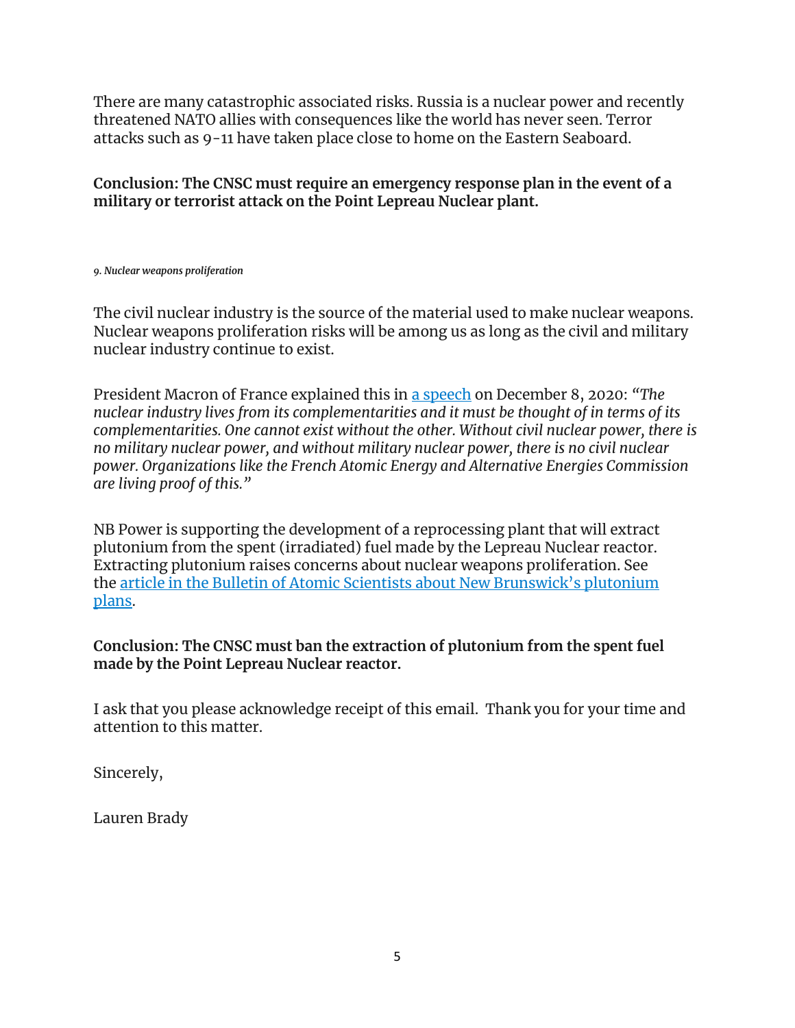There are many catastrophic associated risks. Russia is a nuclear power and recently threatened NATO allies with consequences like the world has never seen. Terror attacks such as 9-11 have taken place close to home on the Eastern Seaboard.

**Conclusion: The CNSC must require an emergency response plan in the event of a military or terrorist attack on the Point Lepreau Nuclear plant.**

***9. Nuclear weapons proliferation***

The civil nuclear industry is the source of the material used to make nuclear weapons. Nuclear weapons proliferation risks will be among us as long as the civil and military nuclear industry continue to exist.

President Macron of France explained this in a speech on December 8, 2020: *"The nuclear industry lives from its complementarities and it must be thought of in terms of its complementarities. One cannot exist without the other. Without civil nuclear power, there is no military nuclear power, and without military nuclear power, there is no civil nuclear power. Organizations like the French Atomic Energy and Alternative Energies Commission are living proof of this."*

NB Power is supporting the development of a reprocessing plant that will extract plutonium from the spent (irradiated) fuel made by the Lepreau Nuclear reactor. Extracting plutonium raises concerns about nuclear weapons proliferation. See the article in the Bulletin of Atomic Scientists about New Brunswick's plutonium plans.

**Conclusion: The CNSC must ban the extraction of plutonium from the spent fuel made by the Point Lepreau Nuclear reactor.**

I ask that you please acknowledge receipt of this email. Thank you for your time and attention to this matter.

Sincerely,

Lauren Brady